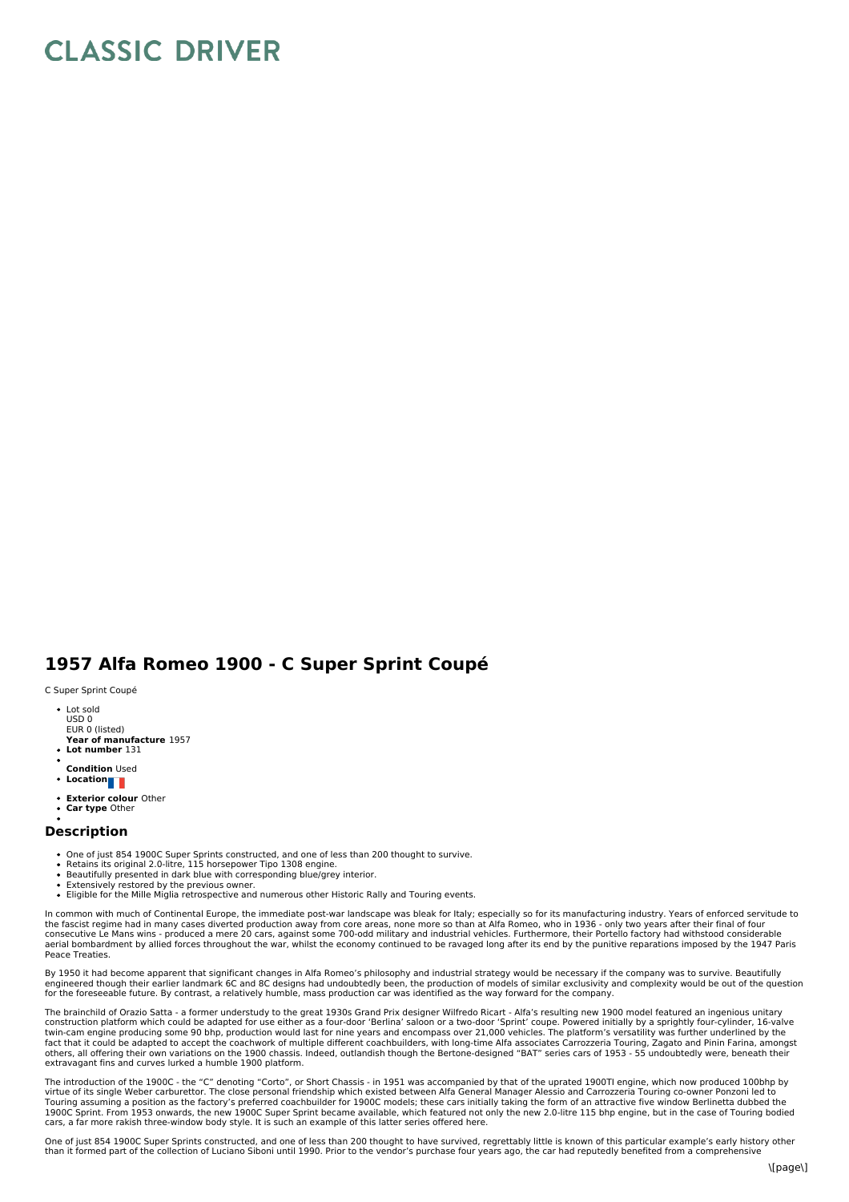# CLASSIC DRIVER

## 1957 Alfa Romeo 1900 - C Super Sprint Coupé

C Super Sprint Coupé

- Lot sold
  USD 0
  EUR 0 (listed)
  **Year of manufacture** 1957
- **Lot number** 131
- 
  **Condition** Used
- **Location**
- **Exterior colour** Other
- **Car type** Other
- 

### Description

- One of just 854 1900C Super Sprints constructed, and one of less than 200 thought to survive.
- Retains its original 2.0-litre, 115 horsepower Tipo 1308 engine.
- Beautifully presented in dark blue with corresponding blue/grey interior.
- Extensively restored by the previous owner.
- Eligible for the Mille Miglia retrospective and numerous other Historic Rally and Touring events.

In common with much of Continental Europe, the immediate post-war landscape was bleak for Italy; especially so for its manufacturing industry. Years of enforced servitude to the fascist regime had in many cases diverted production away from core areas, none more so than at Alfa Romeo, who in 1936 - only two years after their final of four consecutive Le Mans wins - produced a mere 20 cars, against some 700-odd military and industrial vehicles. Furthermore, their Portello factory had withstood considerable aerial bombardment by allied forces throughout the war, whilst the economy continued to be ravaged long after its end by the punitive reparations imposed by the 1947 Paris Peace Treaties.

By 1950 it had become apparent that significant changes in Alfa Romeo's philosophy and industrial strategy would be necessary if the company was to survive. Beautifully engineered though their earlier landmark 6C and 8C designs had undoubtedly been, the production of models of similar exclusivity and complexity would be out of the question for the foreseeable future. By contrast, a relatively humble, mass production car was identified as the way forward for the company.

The brainchild of Orazio Satta - a former understudy to the great 1930s Grand Prix designer Wilfredo Ricart - Alfa's resulting new 1900 model featured an ingenious unitary construction platform which could be adapted for use either as a four-door 'Berlina' saloon or a two-door 'Sprint' coupe. Powered initially by a sprightly four-cylinder, 16-valve twin-cam engine producing some 90 bhp, production would last for nine years and encompass over 21,000 vehicles. The platform's versatility was further underlined by the fact that it could be adapted to accept the coachwork of multiple different coachbuilders, with long-time Alfa associates Carrozzeria Touring, Zagato and Pinin Farina, amongst others, all offering their own variations on the 1900 chassis. Indeed, outlandish though the Bertone-designed "BAT" series cars of 1953 - 55 undoubtedly were, beneath their extravagant fins and curves lurked a humble 1900 platform.

The introduction of the 1900C - the "C" denoting "Corto", or Short Chassis - in 1951 was accompanied by that of the uprated 1900TI engine, which now produced 100bhp by virtue of its single Weber carburettor. The close personal friendship which existed between Alfa General Manager Alessio and Carrozzeria Touring co-owner Ponzoni led to Touring assuming a position as the factory's preferred coachbuilder for 1900C models; these cars initially taking the form of an attractive five window Berlinetta dubbed the 1900C Sprint. From 1953 onwards, the new 1900C Super Sprint became available, which featured not only the new 2.0-litre 115 bhp engine, but in the case of Touring bodied cars, a far more rakish three-window body style. It is such an example of this latter series offered here.

One of just 854 1900C Super Sprints constructed, and one of less than 200 thought to have survived, regrettably little is known of this particular example's early history other than it formed part of the collection of Luciano Siboni until 1990. Prior to the vendor's purchase four years ago, the car had reputedly benefited from a comprehensive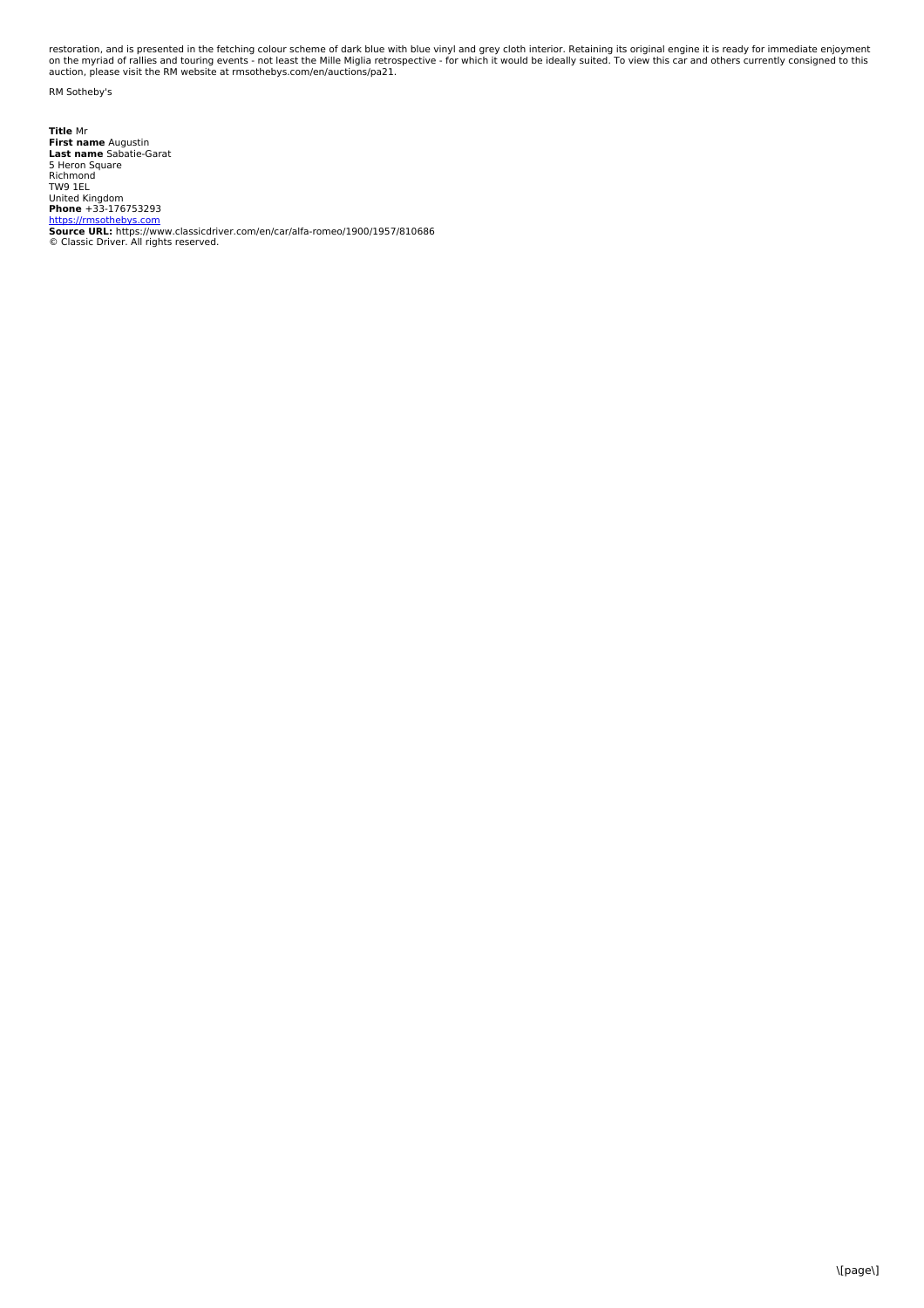restoration, and is presented in the fetching colour scheme of dark blue with blue vinyl and grey cloth interior. Retaining its original engine it is ready for immediate enjoyment on the myriad of rallies and touring events - not least the Mille Miglia retrospective - for which it would be ideally suited. To view this car and others currently consigned to this auction, please visit the RM website at rmsothebys.com/en/auctions/pa21.

RM Sotheby's

**Title** Mr
**First name** Augustin
**Last name** Sabatie-Garat
5 Heron Square
Richmond
TW9 1EL
United Kingdom
**Phone** +33-176753293
https://rmsothebys.com
**Source URL:** https://www.classicdriver.com/en/car/alfa-romeo/1900/1957/810686
© Classic Driver. All rights reserved.